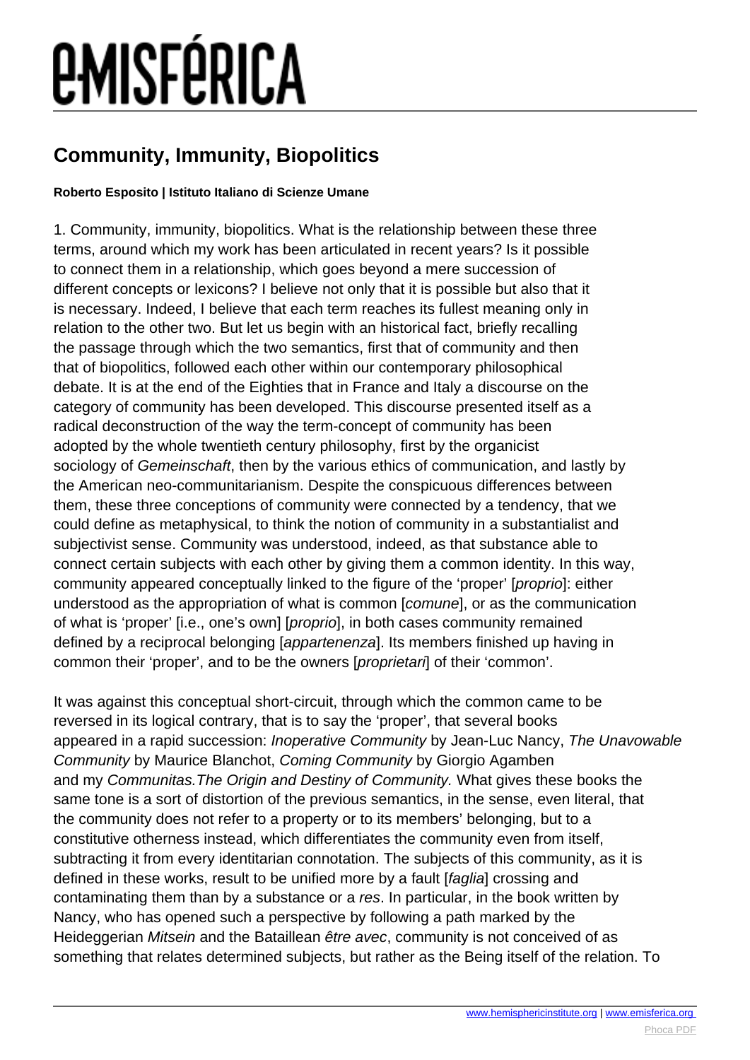# Community, Immunity, Biopolitics

**Roberto Esposito | Istituto Italiano di Scienze Umane**

1. Community, immunity, biopolitics. What is the relationship between these three terms, around which my work has been articulated in recent years? Is it possible to connect them in a relationship, which goes beyond a mere succession of different concepts or lexicons? I believe not only that it is possible but also that it is necessary. Indeed, I believe that each term reaches its fullest meaning only in relation to the other two. But let us begin with an historical fact, briefly recalling the passage through which the two semantics, first that of community and then that of biopolitics, followed each other within our contemporary philosophical debate. It is at the end of the Eighties that in France and Italy a discourse on the category of community has been developed. This discourse presented itself as a radical deconstruction of the way the term-concept of community has been adopted by the whole twentieth century philosophy, first by the organicist sociology of *Gemeinschaft*, then by the various ethics of communication, and lastly by the American neo-communitarianism. Despite the conspicuous differences between them, these three conceptions of community were connected by a tendency, that we could define as metaphysical, to think the notion of community in a substantialist and subjectivist sense. Community was understood, indeed, as that substance able to connect certain subjects with each other by giving them a common identity. In this way, community appeared conceptually linked to the figure of the 'proper' [*proprio*]: either understood as the appropriation of what is common [*comune*], or as the communication of what is 'proper' [i.e., one's own] [*proprio*], in both cases community remained defined by a reciprocal belonging [*appartenenza*]. Its members finished up having in common their 'proper', and to be the owners [*proprietari*] of their 'common'.

It was against this conceptual short-circuit, through which the common came to be reversed in its logical contrary, that is to say the 'proper', that several books appeared in a rapid succession: *Inoperative Community* by Jean-Luc Nancy, *The Unavowable Community* by Maurice Blanchot, *Coming Community* by Giorgio Agamben and my *Communitas.The Origin and Destiny of Community.* What gives these books the same tone is a sort of distortion of the previous semantics, in the sense, even literal, that the community does not refer to a property or to its members' belonging, but to a constitutive otherness instead, which differentiates the community even from itself, subtracting it from every identitarian connotation. The subjects of this community, as it is defined in these works, result to be unified more by a fault [*faglia*] crossing and contaminating them than by a substance or a *res*. In particular, in the book written by Nancy, who has opened such a perspective by following a path marked by the Heideggerian *Mitsein* and the Bataillean *être avec*, community is not conceived of as something that relates determined subjects, but rather as the Being itself of the relation. To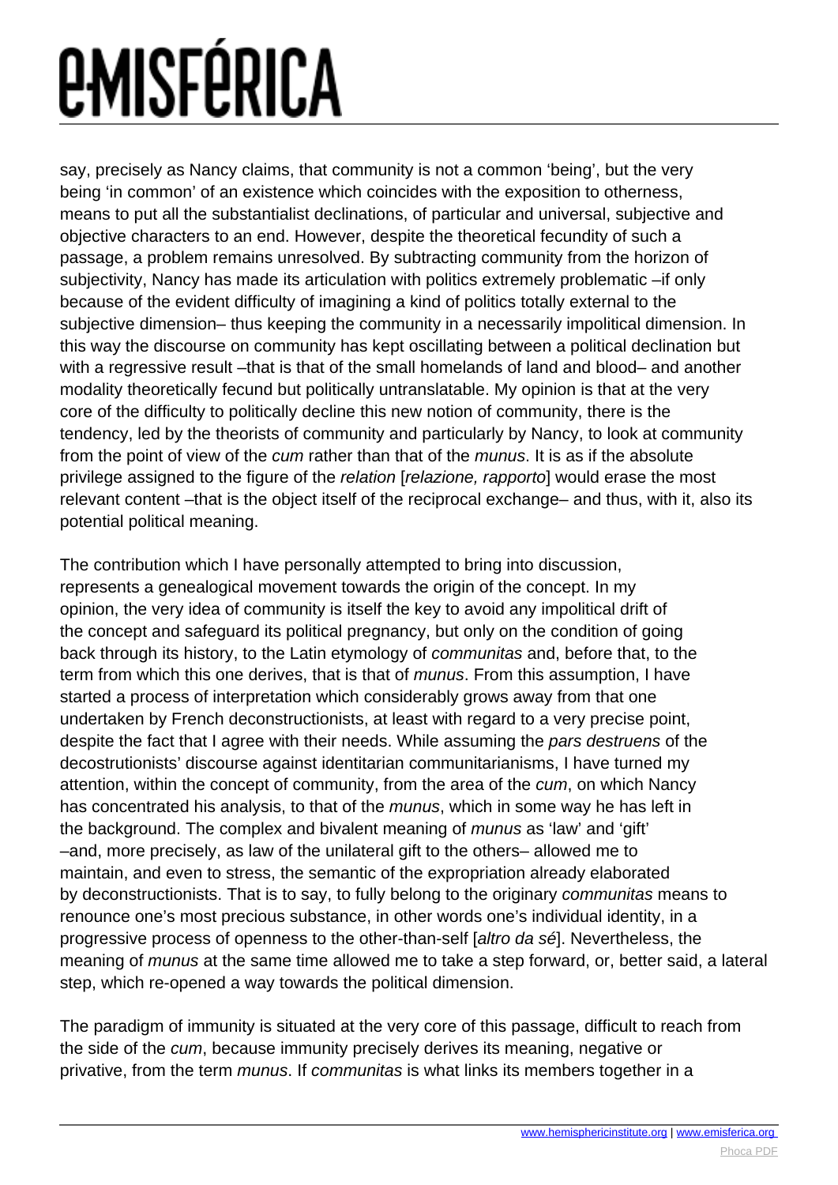say, precisely as Nancy claims, that community is not a common 'being', but the very being 'in common' of an existence which coincides with the exposition to otherness, means to put all the substantialist declinations, of particular and universal, subjective and objective characters to an end. However, despite the theoretical fecundity of such a passage, a problem remains unresolved. By subtracting community from the horizon of subjectivity, Nancy has made its articulation with politics extremely problematic –if only because of the evident difficulty of imagining a kind of politics totally external to the subjective dimension– thus keeping the community in a necessarily impolitical dimension. In this way the discourse on community has kept oscillating between a political declination but with a regressive result –that is that of the small homelands of land and blood– and another modality theoretically fecund but politically untranslatable. My opinion is that at the very core of the difficulty to politically decline this new notion of community, there is the tendency, led by the theorists of community and particularly by Nancy, to look at community from the point of view of the *cum* rather than that of the *munus*. It is as if the absolute privilege assigned to the figure of the *relation* [*relazione, rapporto*] would erase the most relevant content –that is the object itself of the reciprocal exchange– and thus, with it, also its potential political meaning.

The contribution which I have personally attempted to bring into discussion, represents a genealogical movement towards the origin of the concept. In my opinion, the very idea of community is itself the key to avoid any impolitical drift of the concept and safeguard its political pregnancy, but only on the condition of going back through its history, to the Latin etymology of *communitas* and, before that, to the term from which this one derives, that is that of *munus*. From this assumption, I have started a process of interpretation which considerably grows away from that one undertaken by French deconstructionists, at least with regard to a very precise point, despite the fact that I agree with their needs. While assuming the *pars destruens* of the decostrutionists' discourse against identitarian communitarianisms, I have turned my attention, within the concept of community, from the area of the *cum*, on which Nancy has concentrated his analysis, to that of the *munus*, which in some way he has left in the background. The complex and bivalent meaning of *munus* as 'law' and 'gift' –and, more precisely, as law of the unilateral gift to the others– allowed me to maintain, and even to stress, the semantic of the expropriation already elaborated by deconstructionists. That is to say, to fully belong to the originary *communitas* means to renounce one's most precious substance, in other words one's individual identity, in a progressive process of openness to the other-than-self [*altro da sé*]. Nevertheless, the meaning of *munus* at the same time allowed me to take a step forward, or, better said, a lateral step, which re-opened a way towards the political dimension.

The paradigm of immunity is situated at the very core of this passage, difficult to reach from the side of the *cum*, because immunity precisely derives its meaning, negative or privative, from the term *munus*. If *communitas* is what links its members together in a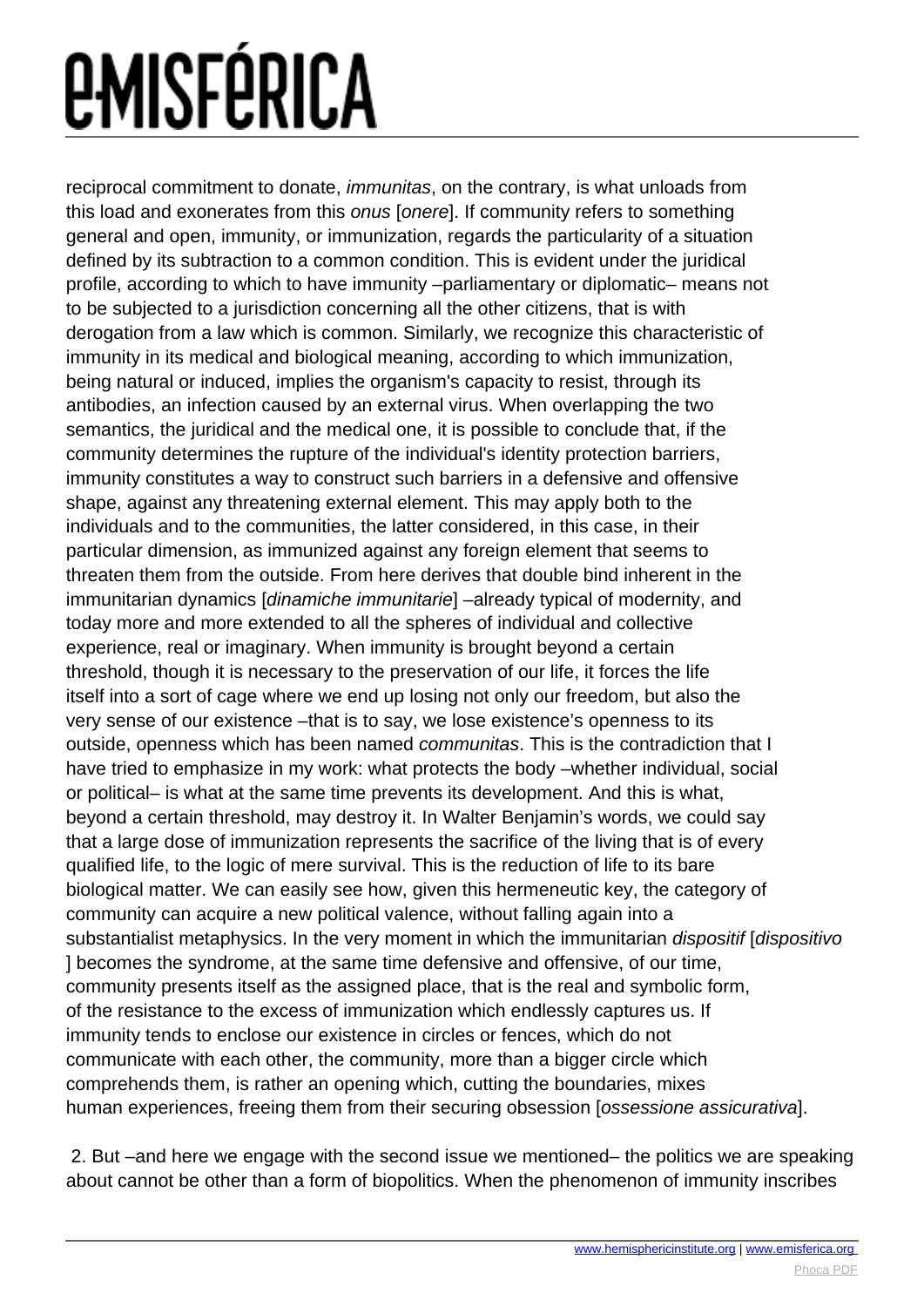reciprocal commitment to donate, *immunitas*, on the contrary, is what unloads from this load and exonerates from this *onus* [*onere*]. If community refers to something general and open, immunity, or immunization, regards the particularity of a situation defined by its subtraction to a common condition. This is evident under the juridical profile, according to which to have immunity –parliamentary or diplomatic– means not to be subjected to a jurisdiction concerning all the other citizens, that is with derogation from a law which is common. Similarly, we recognize this characteristic of immunity in its medical and biological meaning, according to which immunization, being natural or induced, implies the organism's capacity to resist, through its antibodies, an infection caused by an external virus. When overlapping the two semantics, the juridical and the medical one, it is possible to conclude that, if the community determines the rupture of the individual's identity protection barriers, immunity constitutes a way to construct such barriers in a defensive and offensive shape, against any threatening external element. This may apply both to the individuals and to the communities, the latter considered, in this case, in their particular dimension, as immunized against any foreign element that seems to threaten them from the outside. From here derives that double bind inherent in the immunitarian dynamics [*dinamiche immunitarie*] –already typical of modernity, and today more and more extended to all the spheres of individual and collective experience, real or imaginary. When immunity is brought beyond a certain threshold, though it is necessary to the preservation of our life, it forces the life itself into a sort of cage where we end up losing not only our freedom, but also the very sense of our existence –that is to say, we lose existence's openness to its outside, openness which has been named *communitas*. This is the contradiction that I have tried to emphasize in my work: what protects the body –whether individual, social or political– is what at the same time prevents its development. And this is what, beyond a certain threshold, may destroy it. In Walter Benjamin's words, we could say that a large dose of immunization represents the sacrifice of the living that is of every qualified life, to the logic of mere survival. This is the reduction of life to its bare biological matter. We can easily see how, given this hermeneutic key, the category of community can acquire a new political valence, without falling again into a substantialist metaphysics. In the very moment in which the immunitarian *dispositif* [*dispositivo* ] becomes the syndrome, at the same time defensive and offensive, of our time, community presents itself as the assigned place, that is the real and symbolic form, of the resistance to the excess of immunization which endlessly captures us. If immunity tends to enclose our existence in circles or fences, which do not communicate with each other, the community, more than a bigger circle which comprehends them, is rather an opening which, cutting the boundaries, mixes human experiences, freeing them from their securing obsession [*ossessione assicurativa*].

2. But –and here we engage with the second issue we mentioned– the politics we are speaking about cannot be other than a form of biopolitics. When the phenomenon of immunity inscribes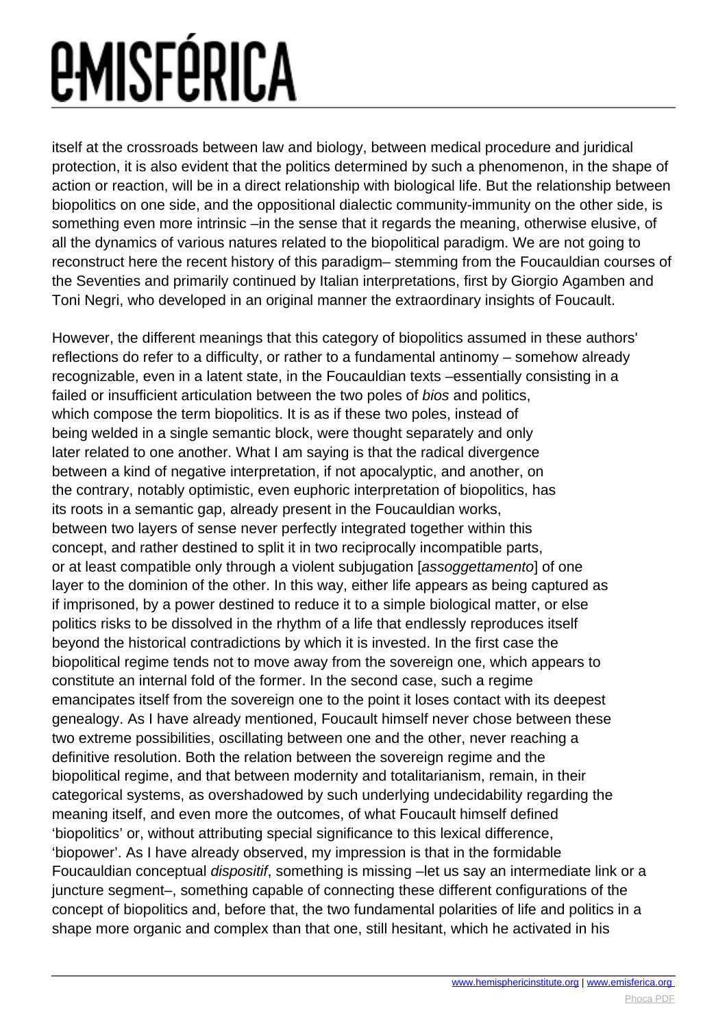itself at the crossroads between law and biology, between medical procedure and juridical protection, it is also evident that the politics determined by such a phenomenon, in the shape of action or reaction, will be in a direct relationship with biological life. But the relationship between biopolitics on one side, and the oppositional dialectic community-immunity on the other side, is something even more intrinsic –in the sense that it regards the meaning, otherwise elusive, of all the dynamics of various natures related to the biopolitical paradigm. We are not going to reconstruct here the recent history of this paradigm– stemming from the Foucauldian courses of the Seventies and primarily continued by Italian interpretations, first by Giorgio Agamben and Toni Negri, who developed in an original manner the extraordinary insights of Foucault.

However, the different meanings that this category of biopolitics assumed in these authors' reflections do refer to a difficulty, or rather to a fundamental antinomy – somehow already recognizable, even in a latent state, in the Foucauldian texts –essentially consisting in a failed or insufficient articulation between the two poles of *bios* and politics, which compose the term biopolitics. It is as if these two poles, instead of being welded in a single semantic block, were thought separately and only later related to one another. What I am saying is that the radical divergence between a kind of negative interpretation, if not apocalyptic, and another, on the contrary, notably optimistic, even euphoric interpretation of biopolitics, has its roots in a semantic gap, already present in the Foucauldian works, between two layers of sense never perfectly integrated together within this concept, and rather destined to split it in two reciprocally incompatible parts, or at least compatible only through a violent subjugation [*assoggettamento*] of one layer to the dominion of the other. In this way, either life appears as being captured as if imprisoned, by a power destined to reduce it to a simple biological matter, or else politics risks to be dissolved in the rhythm of a life that endlessly reproduces itself beyond the historical contradictions by which it is invested. In the first case the biopolitical regime tends not to move away from the sovereign one, which appears to constitute an internal fold of the former. In the second case, such a regime emancipates itself from the sovereign one to the point it loses contact with its deepest genealogy. As I have already mentioned, Foucault himself never chose between these two extreme possibilities, oscillating between one and the other, never reaching a definitive resolution. Both the relation between the sovereign regime and the biopolitical regime, and that between modernity and totalitarianism, remain, in their categorical systems, as overshadowed by such underlying undecidability regarding the meaning itself, and even more the outcomes, of what Foucault himself defined 'biopolitics' or, without attributing special significance to this lexical difference, 'biopower'. As I have already observed, my impression is that in the formidable Foucauldian conceptual *dispositif*, something is missing –let us say an intermediate link or a juncture segment–, something capable of connecting these different configurations of the concept of biopolitics and, before that, the two fundamental polarities of life and politics in a shape more organic and complex than that one, still hesitant, which he activated in his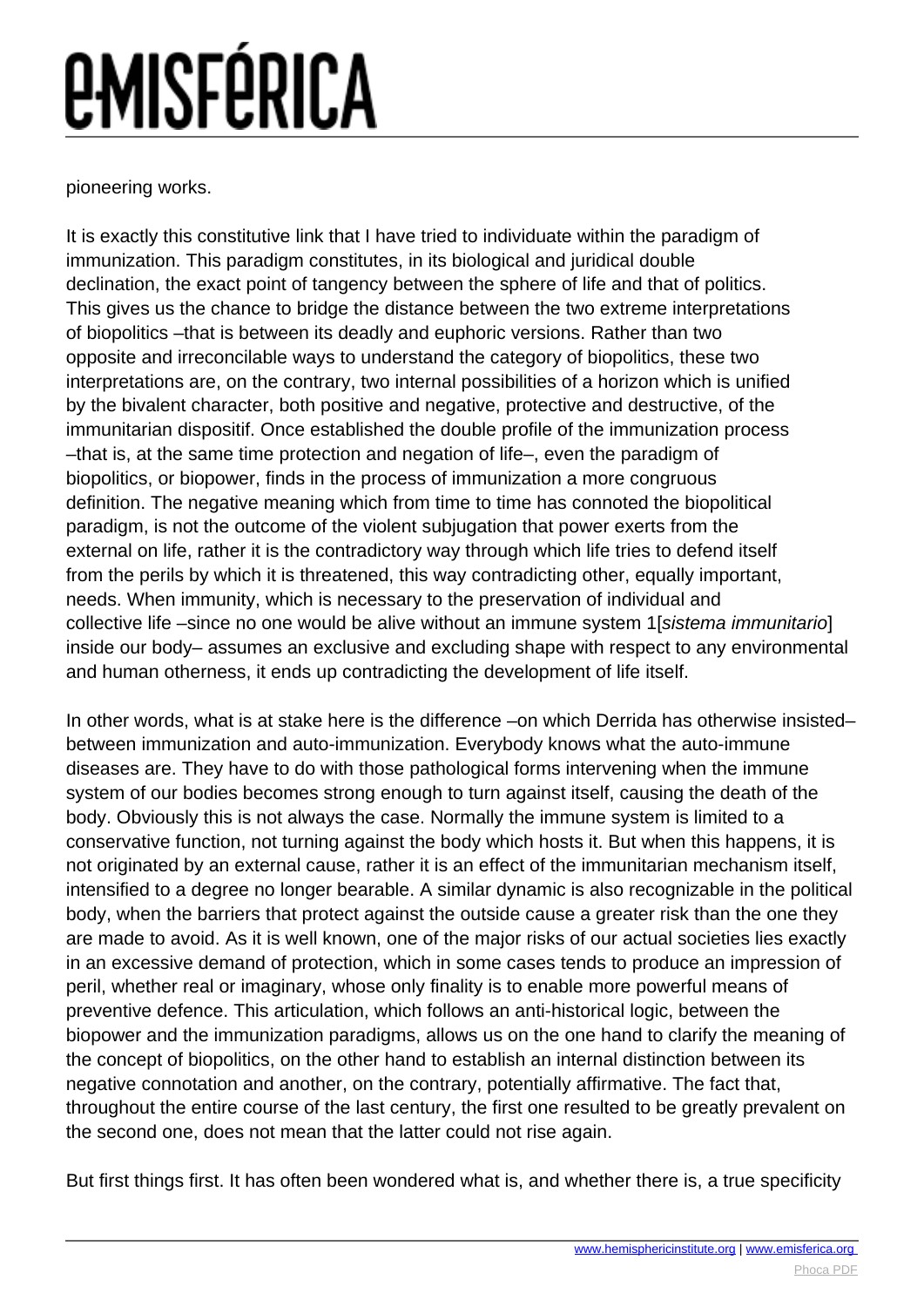pioneering works.

It is exactly this constitutive link that I have tried to individuate within the paradigm of immunization. This paradigm constitutes, in its biological and juridical double declination, the exact point of tangency between the sphere of life and that of politics. This gives us the chance to bridge the distance between the two extreme interpretations of biopolitics –that is between its deadly and euphoric versions. Rather than two opposite and irreconcilable ways to understand the category of biopolitics, these two interpretations are, on the contrary, two internal possibilities of a horizon which is unified by the bivalent character, both positive and negative, protective and destructive, of the immunitarian dispositif. Once established the double profile of the immunization process –that is, at the same time protection and negation of life–, even the paradigm of biopolitics, or biopower, finds in the process of immunization a more congruous definition. The negative meaning which from time to time has connoted the biopolitical paradigm, is not the outcome of the violent subjugation that power exerts from the external on life, rather it is the contradictory way through which life tries to defend itself from the perils by which it is threatened, this way contradicting other, equally important, needs. When immunity, which is necessary to the preservation of individual and collective life –since no one would be alive without an immune system 1[*sistema immunitario*] inside our body– assumes an exclusive and excluding shape with respect to any environmental and human otherness, it ends up contradicting the development of life itself.

In other words, what is at stake here is the difference –on which Derrida has otherwise insisted– between immunization and auto-immunization. Everybody knows what the auto-immune diseases are. They have to do with those pathological forms intervening when the immune system of our bodies becomes strong enough to turn against itself, causing the death of the body. Obviously this is not always the case. Normally the immune system is limited to a conservative function, not turning against the body which hosts it. But when this happens, it is not originated by an external cause, rather it is an effect of the immunitarian mechanism itself, intensified to a degree no longer bearable. A similar dynamic is also recognizable in the political body, when the barriers that protect against the outside cause a greater risk than the one they are made to avoid. As it is well known, one of the major risks of our actual societies lies exactly in an excessive demand of protection, which in some cases tends to produce an impression of peril, whether real or imaginary, whose only finality is to enable more powerful means of preventive defence. This articulation, which follows an anti-historical logic, between the biopower and the immunization paradigms, allows us on the one hand to clarify the meaning of the concept of biopolitics, on the other hand to establish an internal distinction between its negative connotation and another, on the contrary, potentially affirmative. The fact that, throughout the entire course of the last century, the first one resulted to be greatly prevalent on the second one, does not mean that the latter could not rise again.

But first things first. It has often been wondered what is, and whether there is, a true specificity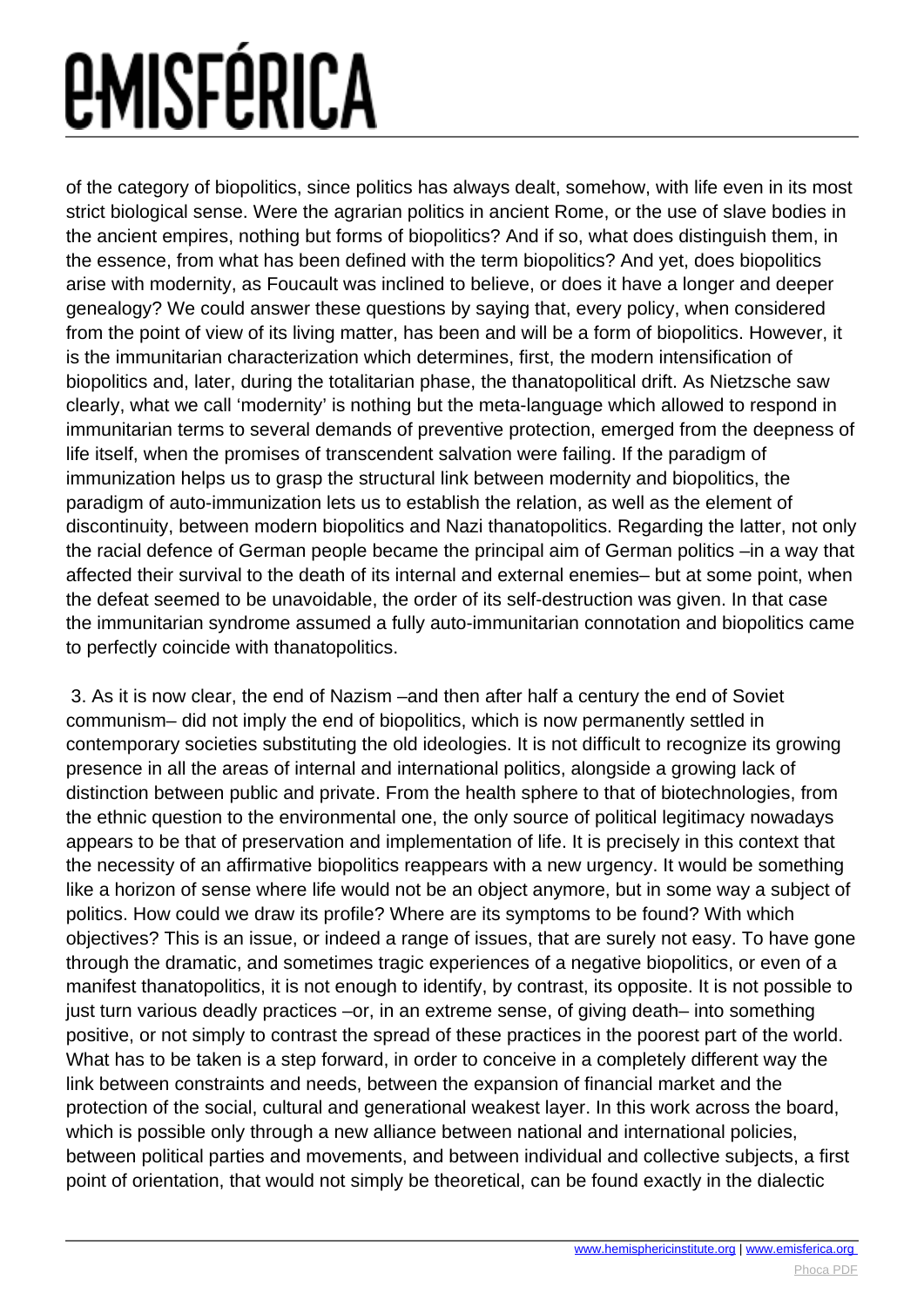of the category of biopolitics, since politics has always dealt, somehow, with life even in its most strict biological sense. Were the agrarian politics in ancient Rome, or the use of slave bodies in the ancient empires, nothing but forms of biopolitics? And if so, what does distinguish them, in the essence, from what has been defined with the term biopolitics? And yet, does biopolitics arise with modernity, as Foucault was inclined to believe, or does it have a longer and deeper genealogy? We could answer these questions by saying that, every policy, when considered from the point of view of its living matter, has been and will be a form of biopolitics. However, it is the immunitarian characterization which determines, first, the modern intensification of biopolitics and, later, during the totalitarian phase, the thanatopolitical drift. As Nietzsche saw clearly, what we call 'modernity' is nothing but the meta-language which allowed to respond in immunitarian terms to several demands of preventive protection, emerged from the deepness of life itself, when the promises of transcendent salvation were failing. If the paradigm of immunization helps us to grasp the structural link between modernity and biopolitics, the paradigm of auto-immunization lets us to establish the relation, as well as the element of discontinuity, between modern biopolitics and Nazi thanatopolitics. Regarding the latter, not only the racial defence of German people became the principal aim of German politics –in a way that affected their survival to the death of its internal and external enemies– but at some point, when the defeat seemed to be unavoidable, the order of its self-destruction was given. In that case the immunitarian syndrome assumed a fully auto-immunitarian connotation and biopolitics came to perfectly coincide with thanatopolitics.

3. As it is now clear, the end of Nazism –and then after half a century the end of Soviet communism– did not imply the end of biopolitics, which is now permanently settled in contemporary societies substituting the old ideologies. It is not difficult to recognize its growing presence in all the areas of internal and international politics, alongside a growing lack of distinction between public and private. From the health sphere to that of biotechnologies, from the ethnic question to the environmental one, the only source of political legitimacy nowadays appears to be that of preservation and implementation of life. It is precisely in this context that the necessity of an affirmative biopolitics reappears with a new urgency. It would be something like a horizon of sense where life would not be an object anymore, but in some way a subject of politics. How could we draw its profile? Where are its symptoms to be found? With which objectives? This is an issue, or indeed a range of issues, that are surely not easy. To have gone through the dramatic, and sometimes tragic experiences of a negative biopolitics, or even of a manifest thanatopolitics, it is not enough to identify, by contrast, its opposite. It is not possible to just turn various deadly practices –or, in an extreme sense, of giving death– into something positive, or not simply to contrast the spread of these practices in the poorest part of the world. What has to be taken is a step forward, in order to conceive in a completely different way the link between constraints and needs, between the expansion of financial market and the protection of the social, cultural and generational weakest layer. In this work across the board, which is possible only through a new alliance between national and international policies, between political parties and movements, and between individual and collective subjects, a first point of orientation, that would not simply be theoretical, can be found exactly in the dialectic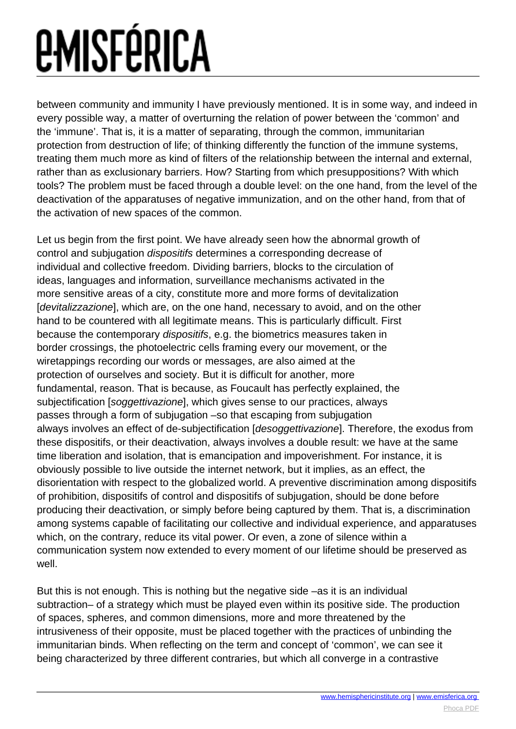between community and immunity I have previously mentioned. It is in some way, and indeed in every possible way, a matter of overturning the relation of power between the 'common' and the 'immune'. That is, it is a matter of separating, through the common, immunitarian protection from destruction of life; of thinking differently the function of the immune systems, treating them much more as kind of filters of the relationship between the internal and external, rather than as exclusionary barriers. How? Starting from which presuppositions? With which tools? The problem must be faced through a double level: on the one hand, from the level of the deactivation of the apparatuses of negative immunization, and on the other hand, from that of the activation of new spaces of the common.

Let us begin from the first point. We have already seen how the abnormal growth of control and subjugation *dispositifs* determines a corresponding decrease of individual and collective freedom. Dividing barriers, blocks to the circulation of ideas, languages and information, surveillance mechanisms activated in the more sensitive areas of a city, constitute more and more forms of devitalization [*devitalizzazione*], which are, on the one hand, necessary to avoid, and on the other hand to be countered with all legitimate means. This is particularly difficult. First because the contemporary *dispositifs*, e.g. the biometrics measures taken in border crossings, the photoelectric cells framing every our movement, or the wiretappings recording our words or messages, are also aimed at the protection of ourselves and society. But it is difficult for another, more fundamental, reason. That is because, as Foucault has perfectly explained, the subjectification [*soggettivazione*], which gives sense to our practices, always passes through a form of subjugation –so that escaping from subjugation always involves an effect of de-subjectification [*desoggettivazione*]. Therefore, the exodus from these dispositifs, or their deactivation, always involves a double result: we have at the same time liberation and isolation, that is emancipation and impoverishment. For instance, it is obviously possible to live outside the internet network, but it implies, as an effect, the disorientation with respect to the globalized world. A preventive discrimination among dispositifs of prohibition, dispositifs of control and dispositifs of subjugation, should be done before producing their deactivation, or simply before being captured by them. That is, a discrimination among systems capable of facilitating our collective and individual experience, and apparatuses which, on the contrary, reduce its vital power. Or even, a zone of silence within a communication system now extended to every moment of our lifetime should be preserved as well.

But this is not enough. This is nothing but the negative side –as it is an individual subtraction– of a strategy which must be played even within its positive side. The production of spaces, spheres, and common dimensions, more and more threatened by the intrusiveness of their opposite, must be placed together with the practices of unbinding the immunitarian binds. When reflecting on the term and concept of 'common', we can see it being characterized by three different contraries, but which all converge in a contrastive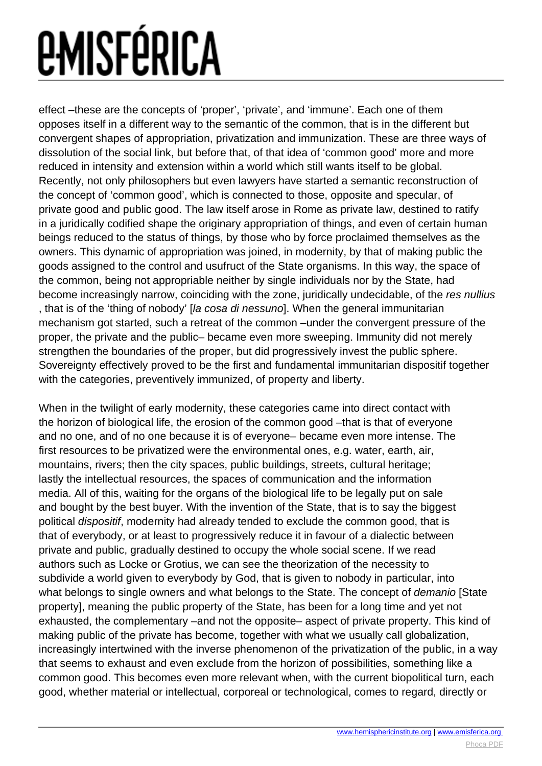effect –these are the concepts of 'proper', 'private', and 'immune'. Each one of them opposes itself in a different way to the semantic of the common, that is in the different but convergent shapes of appropriation, privatization and immunization. These are three ways of dissolution of the social link, but before that, of that idea of 'common good' more and more reduced in intensity and extension within a world which still wants itself to be global. Recently, not only philosophers but even lawyers have started a semantic reconstruction of the concept of 'common good', which is connected to those, opposite and specular, of private good and public good. The law itself arose in Rome as private law, destined to ratify in a juridically codified shape the originary appropriation of things, and even of certain human beings reduced to the status of things, by those who by force proclaimed themselves as the owners. This dynamic of appropriation was joined, in modernity, by that of making public the goods assigned to the control and usufruct of the State organisms. In this way, the space of the common, being not appropriable neither by single individuals nor by the State, had become increasingly narrow, coinciding with the zone, juridically undecidable, of the *res nullius* , that is of the 'thing of nobody' [*la cosa di nessuno*]. When the general immunitarian mechanism got started, such a retreat of the common –under the convergent pressure of the proper, the private and the public– became even more sweeping. Immunity did not merely strengthen the boundaries of the proper, but did progressively invest the public sphere. Sovereignty effectively proved to be the first and fundamental immunitarian dispositif together with the categories, preventively immunized, of property and liberty.

When in the twilight of early modernity, these categories came into direct contact with the horizon of biological life, the erosion of the common good –that is that of everyone and no one, and of no one because it is of everyone– became even more intense. The first resources to be privatized were the environmental ones, e.g. water, earth, air, mountains, rivers; then the city spaces, public buildings, streets, cultural heritage; lastly the intellectual resources, the spaces of communication and the information media. All of this, waiting for the organs of the biological life to be legally put on sale and bought by the best buyer. With the invention of the State, that is to say the biggest political *dispositif*, modernity had already tended to exclude the common good, that is that of everybody, or at least to progressively reduce it in favour of a dialectic between private and public, gradually destined to occupy the whole social scene. If we read authors such as Locke or Grotius, we can see the theorization of the necessity to subdivide a world given to everybody by God, that is given to nobody in particular, into what belongs to single owners and what belongs to the State. The concept of *demanio* [State property], meaning the public property of the State, has been for a long time and yet not exhausted, the complementary –and not the opposite– aspect of private property. This kind of making public of the private has become, together with what we usually call globalization, increasingly intertwined with the inverse phenomenon of the privatization of the public, in a way that seems to exhaust and even exclude from the horizon of possibilities, something like a common good. This becomes even more relevant when, with the current biopolitical turn, each good, whether material or intellectual, corporeal or technological, comes to regard, directly or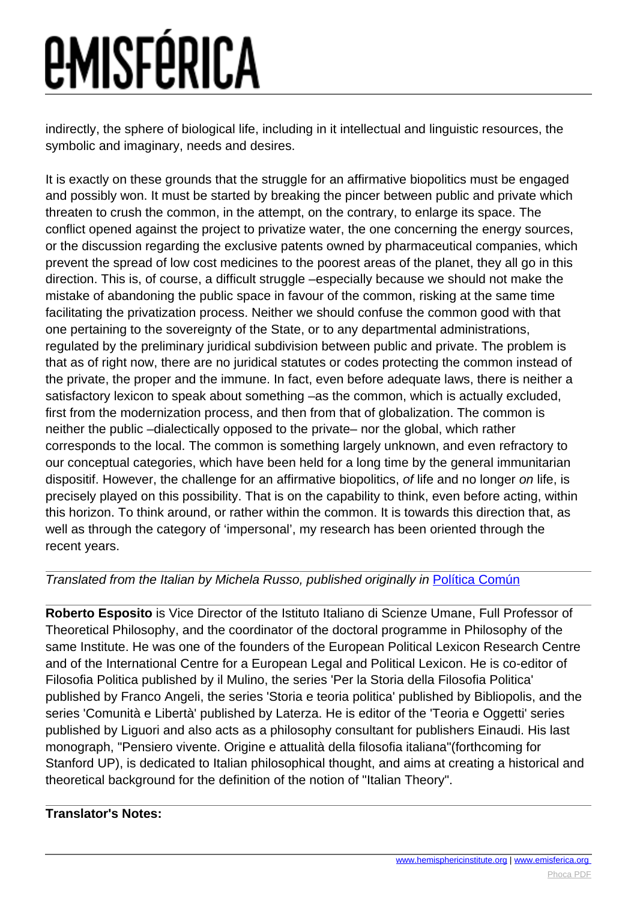indirectly, the sphere of biological life, including in it intellectual and linguistic resources, the symbolic and imaginary, needs and desires.

It is exactly on these grounds that the struggle for an affirmative biopolitics must be engaged and possibly won. It must be started by breaking the pincer between public and private which threaten to crush the common, in the attempt, on the contrary, to enlarge its space. The conflict opened against the project to privatize water, the one concerning the energy sources, or the discussion regarding the exclusive patents owned by pharmaceutical companies, which prevent the spread of low cost medicines to the poorest areas of the planet, they all go in this direction. This is, of course, a difficult struggle –especially because we should not make the mistake of abandoning the public space in favour of the common, risking at the same time facilitating the privatization process. Neither we should confuse the common good with that one pertaining to the sovereignty of the State, or to any departmental administrations, regulated by the preliminary juridical subdivision between public and private. The problem is that as of right now, there are no juridical statutes or codes protecting the common instead of the private, the proper and the immune. In fact, even before adequate laws, there is neither a satisfactory lexicon to speak about something –as the common, which is actually excluded, first from the modernization process, and then from that of globalization. The common is neither the public –dialectically opposed to the private– nor the global, which rather corresponds to the local. The common is something largely unknown, and even refractory to our conceptual categories, which have been held for a long time by the general immunitarian dispositif. However, the challenge for an affirmative biopolitics, *of* life and no longer *on* life, is precisely played on this possibility. That is on the capability to think, even before acting, within this horizon. To think around, or rather within the common. It is towards this direction that, as well as through the category of 'impersonal', my research has been oriented through the recent years.

---

*Translated from the Italian by Michela Russo, published originally in* Política Común

---

**Roberto Esposito** is Vice Director of the Istituto Italiano di Scienze Umane, Full Professor of Theoretical Philosophy, and the coordinator of the doctoral programme in Philosophy of the same Institute. He was one of the founders of the European Political Lexicon Research Centre and of the International Centre for a European Legal and Political Lexicon. He is co-editor of Filosofia Politica published by il Mulino, the series 'Per la Storia della Filosofia Politica' published by Franco Angeli, the series 'Storia e teoria politica' published by Bibliopolis, and the series 'Comunità e Libertà' published by Laterza. He is editor of the 'Teoria e Oggetti' series published by Liguori and also acts as a philosophy consultant for publishers Einaudi. His last monograph, "Pensiero vivente. Origine e attualità della filosofia italiana"(forthcoming for Stanford UP), is dedicated to Italian philosophical thought, and aims at creating a historical and theoretical background for the definition of the notion of "Italian Theory".

---

**Translator's Notes:**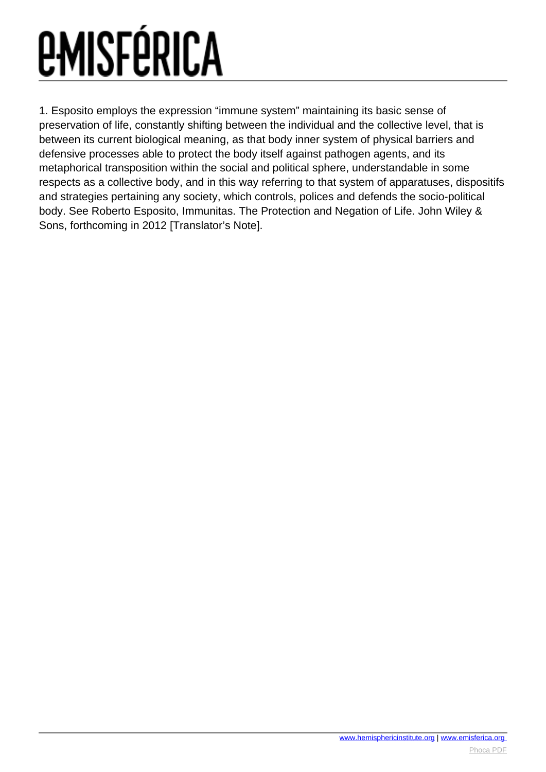1. Esposito employs the expression "immune system" maintaining its basic sense of preservation of life, constantly shifting between the individual and the collective level, that is between its current biological meaning, as that body inner system of physical barriers and defensive processes able to protect the body itself against pathogen agents, and its metaphorical transposition within the social and political sphere, understandable in some respects as a collective body, and in this way referring to that system of apparatuses, dispositifs and strategies pertaining any society, which controls, polices and defends the socio-political body. See Roberto Esposito, Immunitas. The Protection and Negation of Life. John Wiley & Sons, forthcoming in 2012 [Translator's Note].